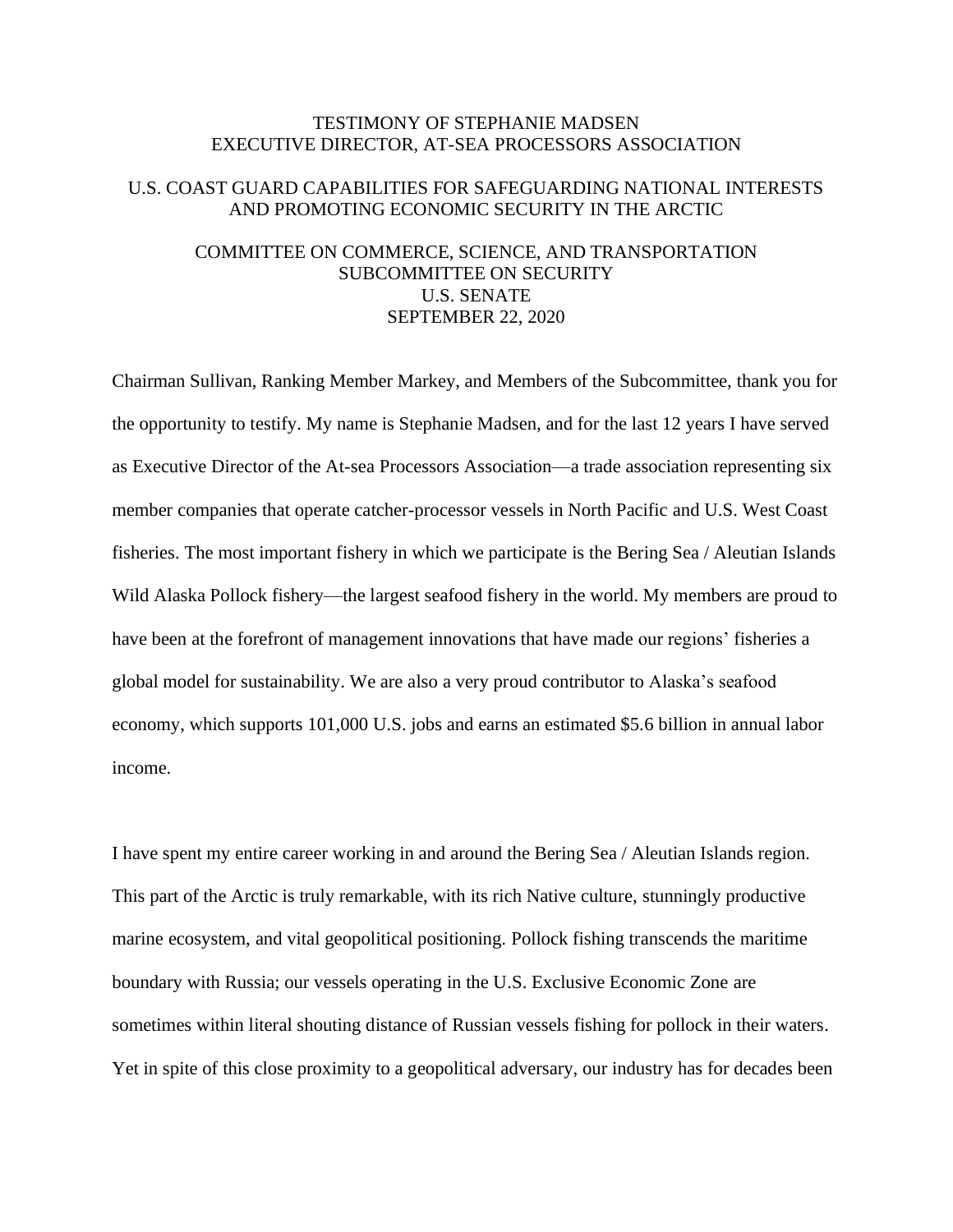# TESTIMONY OF STEPHANIE MADSEN
# EXECUTIVE DIRECTOR, AT-SEA PROCESSORS ASSOCIATION

## U.S. COAST GUARD CAPABILITIES FOR SAFEGUARDING NATIONAL INTERESTS AND PROMOTING ECONOMIC SECURITY IN THE ARCTIC

### COMMITTEE ON COMMERCE, SCIENCE, AND TRANSPORTATION
### SUBCOMMITTEE ON SECURITY
### U.S. SENATE
### SEPTEMBER 22, 2020

Chairman Sullivan, Ranking Member Markey, and Members of the Subcommittee, thank you for the opportunity to testify. My name is Stephanie Madsen, and for the last 12 years I have served as Executive Director of the At-sea Processors Association—a trade association representing six member companies that operate catcher-processor vessels in North Pacific and U.S. West Coast fisheries. The most important fishery in which we participate is the Bering Sea / Aleutian Islands Wild Alaska Pollock fishery—the largest seafood fishery in the world. My members are proud to have been at the forefront of management innovations that have made our regions' fisheries a global model for sustainability. We are also a very proud contributor to Alaska's seafood economy, which supports 101,000 U.S. jobs and earns an estimated $5.6 billion in annual labor income.

I have spent my entire career working in and around the Bering Sea / Aleutian Islands region. This part of the Arctic is truly remarkable, with its rich Native culture, stunningly productive marine ecosystem, and vital geopolitical positioning. Pollock fishing transcends the maritime boundary with Russia; our vessels operating in the U.S. Exclusive Economic Zone are sometimes within literal shouting distance of Russian vessels fishing for pollock in their waters. Yet in spite of this close proximity to a geopolitical adversary, our industry has for decades been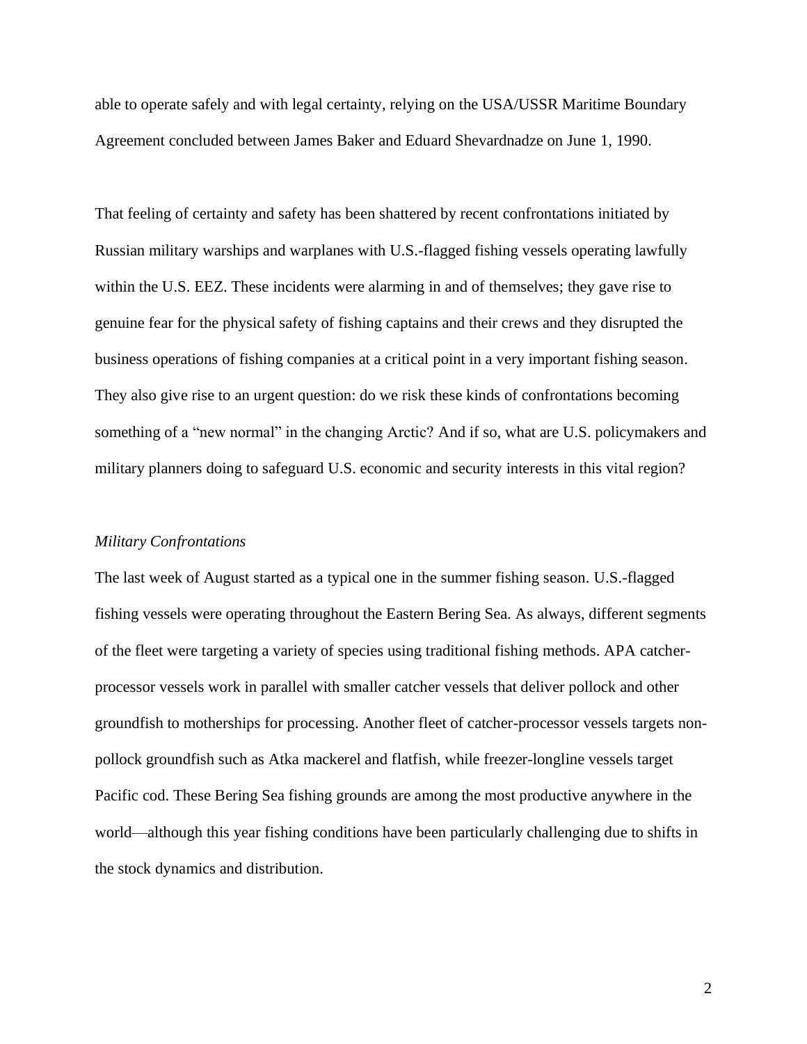able to operate safely and with legal certainty, relying on the USA/USSR Maritime Boundary Agreement concluded between James Baker and Eduard Shevardnadze on June 1, 1990.

That feeling of certainty and safety has been shattered by recent confrontations initiated by Russian military warships and warplanes with U.S.-flagged fishing vessels operating lawfully within the U.S. EEZ. These incidents were alarming in and of themselves; they gave rise to genuine fear for the physical safety of fishing captains and their crews and they disrupted the business operations of fishing companies at a critical point in a very important fishing season. They also give rise to an urgent question: do we risk these kinds of confrontations becoming something of a "new normal" in the changing Arctic? And if so, what are U.S. policymakers and military planners doing to safeguard U.S. economic and security interests in this vital region?

*Military Confrontations*

The last week of August started as a typical one in the summer fishing season. U.S.-flagged fishing vessels were operating throughout the Eastern Bering Sea. As always, different segments of the fleet were targeting a variety of species using traditional fishing methods. APA catcher-processor vessels work in parallel with smaller catcher vessels that deliver pollock and other groundfish to motherships for processing. Another fleet of catcher-processor vessels targets non-pollock groundfish such as Atka mackerel and flatfish, while freezer-longline vessels target Pacific cod. These Bering Sea fishing grounds are among the most productive anywhere in the world—although this year fishing conditions have been particularly challenging due to shifts in the stock dynamics and distribution.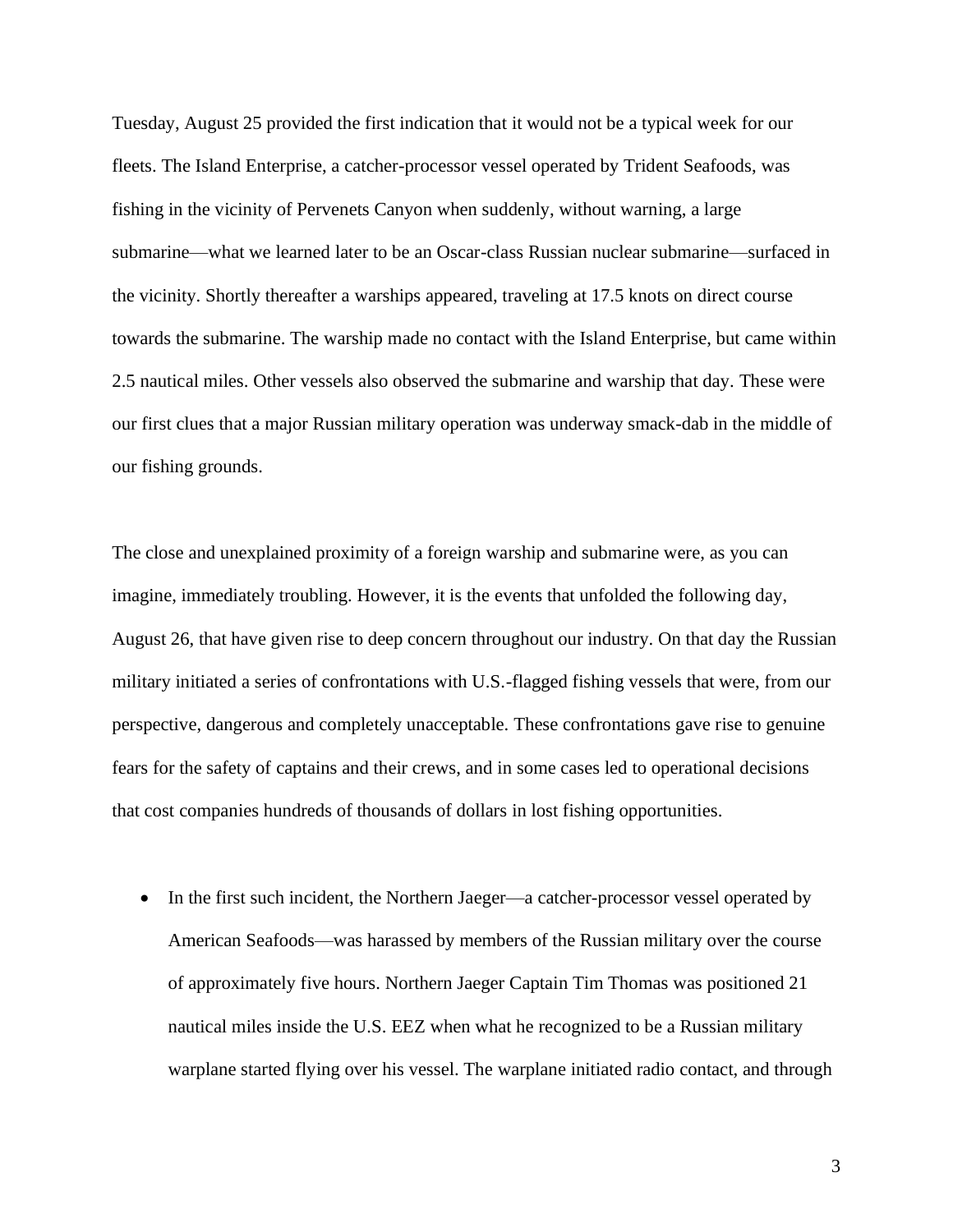Tuesday, August 25 provided the first indication that it would not be a typical week for our fleets. The Island Enterprise, a catcher-processor vessel operated by Trident Seafoods, was fishing in the vicinity of Pervenets Canyon when suddenly, without warning, a large submarine—what we learned later to be an Oscar-class Russian nuclear submarine—surfaced in the vicinity. Shortly thereafter a warships appeared, traveling at 17.5 knots on direct course towards the submarine. The warship made no contact with the Island Enterprise, but came within 2.5 nautical miles. Other vessels also observed the submarine and warship that day. These were our first clues that a major Russian military operation was underway smack-dab in the middle of our fishing grounds.

The close and unexplained proximity of a foreign warship and submarine were, as you can imagine, immediately troubling. However, it is the events that unfolded the following day, August 26, that have given rise to deep concern throughout our industry. On that day the Russian military initiated a series of confrontations with U.S.-flagged fishing vessels that were, from our perspective, dangerous and completely unacceptable. These confrontations gave rise to genuine fears for the safety of captains and their crews, and in some cases led to operational decisions that cost companies hundreds of thousands of dollars in lost fishing opportunities.

- In the first such incident, the Northern Jaeger—a catcher-processor vessel operated by American Seafoods—was harassed by members of the Russian military over the course of approximately five hours. Northern Jaeger Captain Tim Thomas was positioned 21 nautical miles inside the U.S. EEZ when what he recognized to be a Russian military warplane started flying over his vessel. The warplane initiated radio contact, and through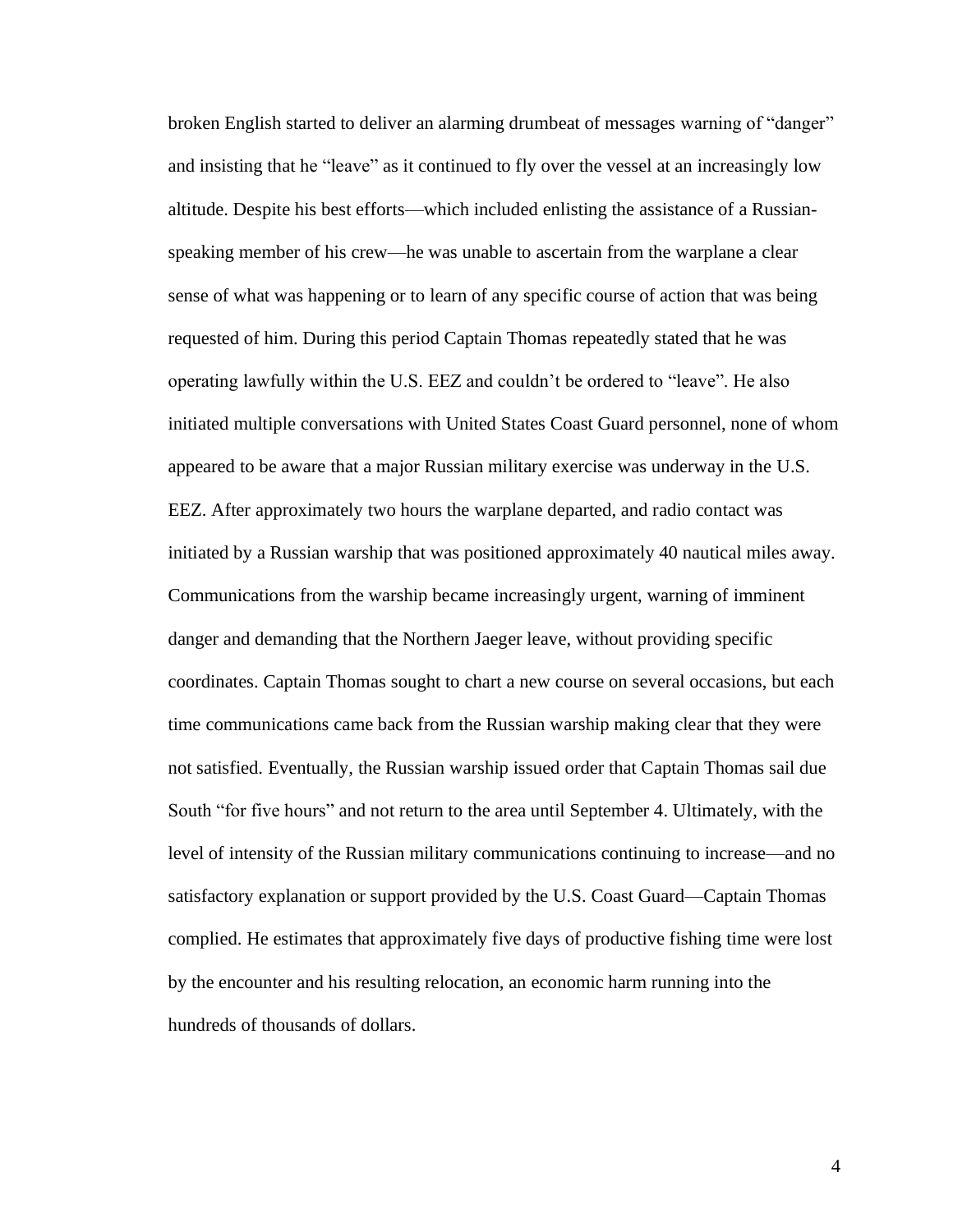broken English started to deliver an alarming drumbeat of messages warning of "danger" and insisting that he "leave" as it continued to fly over the vessel at an increasingly low altitude. Despite his best efforts—which included enlisting the assistance of a Russian-speaking member of his crew—he was unable to ascertain from the warplane a clear sense of what was happening or to learn of any specific course of action that was being requested of him. During this period Captain Thomas repeatedly stated that he was operating lawfully within the U.S. EEZ and couldn't be ordered to "leave". He also initiated multiple conversations with United States Coast Guard personnel, none of whom appeared to be aware that a major Russian military exercise was underway in the U.S. EEZ. After approximately two hours the warplane departed, and radio contact was initiated by a Russian warship that was positioned approximately 40 nautical miles away. Communications from the warship became increasingly urgent, warning of imminent danger and demanding that the Northern Jaeger leave, without providing specific coordinates. Captain Thomas sought to chart a new course on several occasions, but each time communications came back from the Russian warship making clear that they were not satisfied. Eventually, the Russian warship issued order that Captain Thomas sail due South "for five hours" and not return to the area until September 4. Ultimately, with the level of intensity of the Russian military communications continuing to increase—and no satisfactory explanation or support provided by the U.S. Coast Guard—Captain Thomas complied. He estimates that approximately five days of productive fishing time were lost by the encounter and his resulting relocation, an economic harm running into the hundreds of thousands of dollars.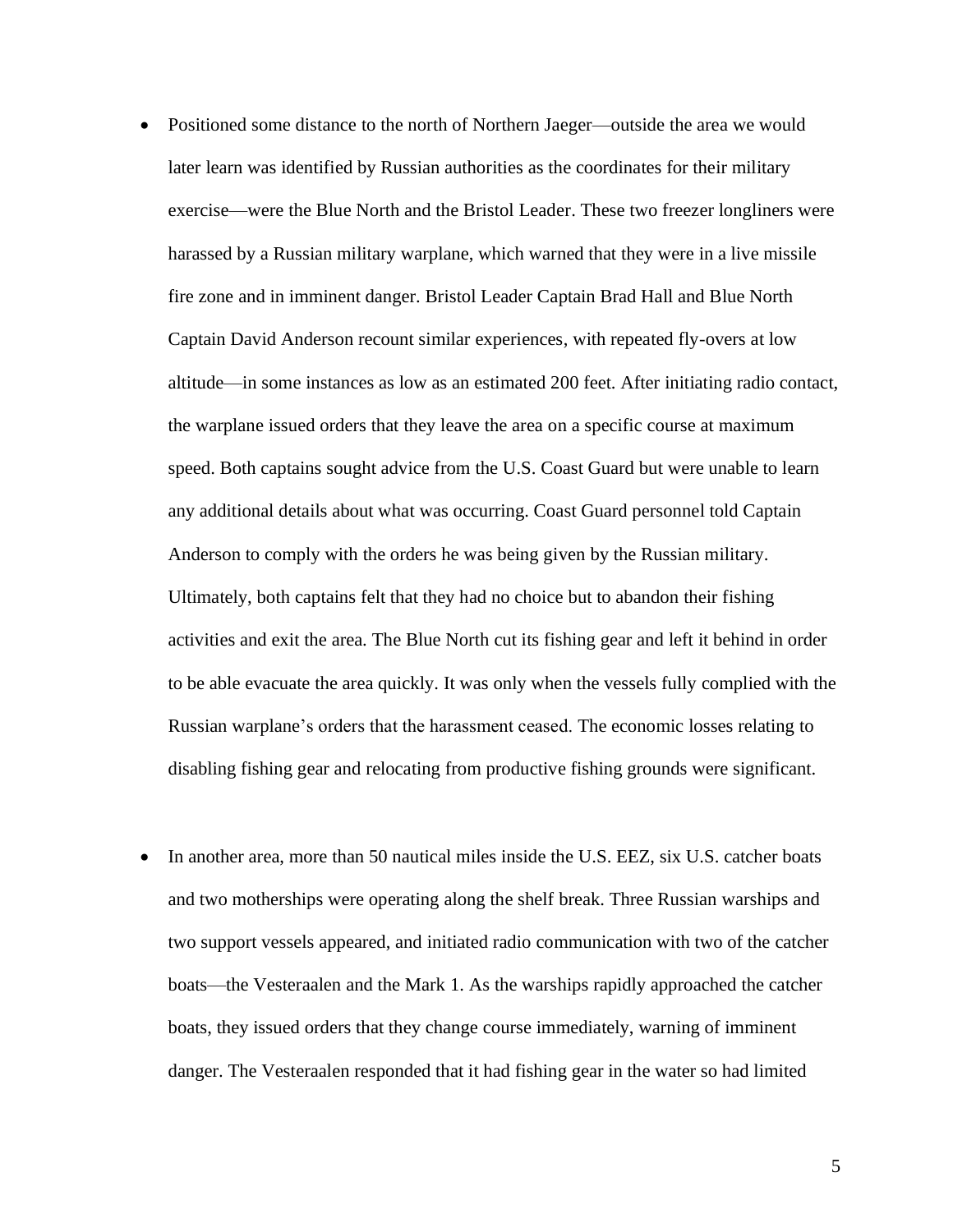- Positioned some distance to the north of Northern Jaeger—outside the area we would later learn was identified by Russian authorities as the coordinates for their military exercise—were the Blue North and the Bristol Leader. These two freezer longliners were harassed by a Russian military warplane, which warned that they were in a live missile fire zone and in imminent danger. Bristol Leader Captain Brad Hall and Blue North Captain David Anderson recount similar experiences, with repeated fly-overs at low altitude—in some instances as low as an estimated 200 feet. After initiating radio contact, the warplane issued orders that they leave the area on a specific course at maximum speed. Both captains sought advice from the U.S. Coast Guard but were unable to learn any additional details about what was occurring. Coast Guard personnel told Captain Anderson to comply with the orders he was being given by the Russian military. Ultimately, both captains felt that they had no choice but to abandon their fishing activities and exit the area. The Blue North cut its fishing gear and left it behind in order to be able evacuate the area quickly. It was only when the vessels fully complied with the Russian warplane's orders that the harassment ceased. The economic losses relating to disabling fishing gear and relocating from productive fishing grounds were significant.

- In another area, more than 50 nautical miles inside the U.S. EEZ, six U.S. catcher boats and two motherships were operating along the shelf break. Three Russian warships and two support vessels appeared, and initiated radio communication with two of the catcher boats—the Vesteraalen and the Mark 1. As the warships rapidly approached the catcher boats, they issued orders that they change course immediately, warning of imminent danger. The Vesteraalen responded that it had fishing gear in the water so had limited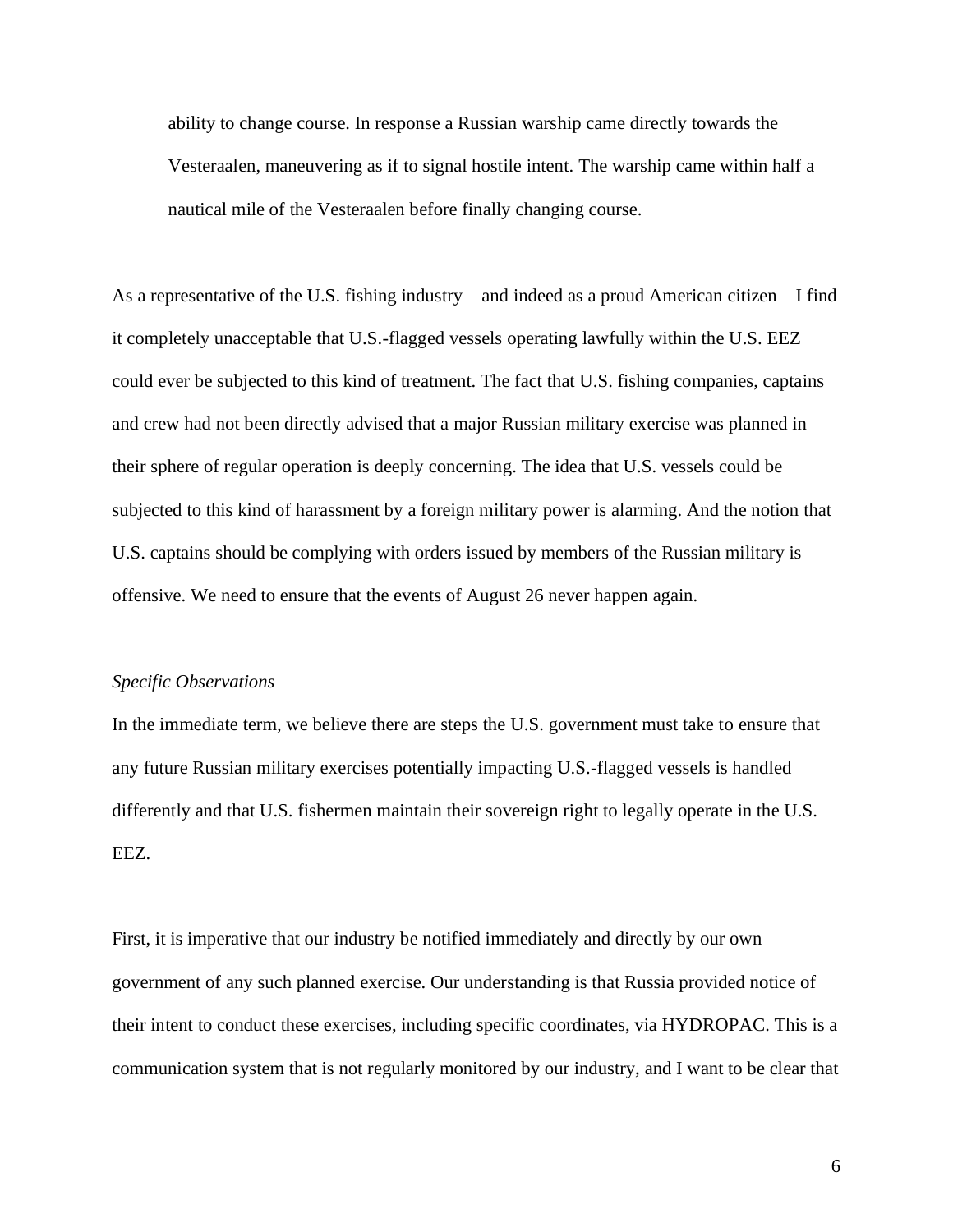ability to change course. In response a Russian warship came directly towards the Vesteraalen, maneuvering as if to signal hostile intent. The warship came within half a nautical mile of the Vesteraalen before finally changing course.

As a representative of the U.S. fishing industry—and indeed as a proud American citizen—I find it completely unacceptable that U.S.-flagged vessels operating lawfully within the U.S. EEZ could ever be subjected to this kind of treatment. The fact that U.S. fishing companies, captains and crew had not been directly advised that a major Russian military exercise was planned in their sphere of regular operation is deeply concerning. The idea that U.S. vessels could be subjected to this kind of harassment by a foreign military power is alarming. And the notion that U.S. captains should be complying with orders issued by members of the Russian military is offensive. We need to ensure that the events of August 26 never happen again.

*Specific Observations*

In the immediate term, we believe there are steps the U.S. government must take to ensure that any future Russian military exercises potentially impacting U.S.-flagged vessels is handled differently and that U.S. fishermen maintain their sovereign right to legally operate in the U.S. EEZ.

First, it is imperative that our industry be notified immediately and directly by our own government of any such planned exercise. Our understanding is that Russia provided notice of their intent to conduct these exercises, including specific coordinates, via HYDROPAC. This is a communication system that is not regularly monitored by our industry, and I want to be clear that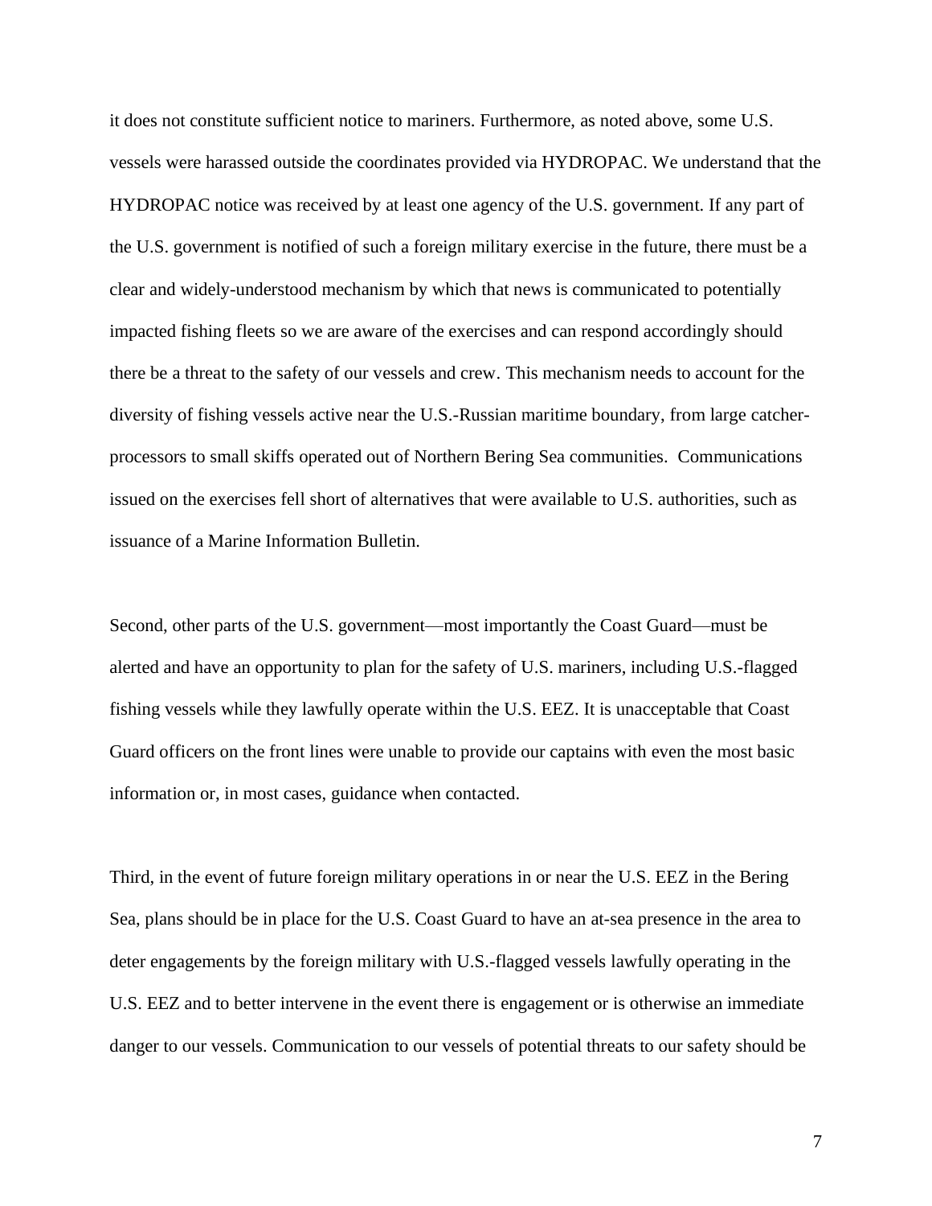it does not constitute sufficient notice to mariners. Furthermore, as noted above, some U.S. vessels were harassed outside the coordinates provided via HYDROPAC. We understand that the HYDROPAC notice was received by at least one agency of the U.S. government. If any part of the U.S. government is notified of such a foreign military exercise in the future, there must be a clear and widely-understood mechanism by which that news is communicated to potentially impacted fishing fleets so we are aware of the exercises and can respond accordingly should there be a threat to the safety of our vessels and crew. This mechanism needs to account for the diversity of fishing vessels active near the U.S.-Russian maritime boundary, from large catcher-processors to small skiffs operated out of Northern Bering Sea communities. Communications issued on the exercises fell short of alternatives that were available to U.S. authorities, such as issuance of a Marine Information Bulletin.

Second, other parts of the U.S. government—most importantly the Coast Guard—must be alerted and have an opportunity to plan for the safety of U.S. mariners, including U.S.-flagged fishing vessels while they lawfully operate within the U.S. EEZ. It is unacceptable that Coast Guard officers on the front lines were unable to provide our captains with even the most basic information or, in most cases, guidance when contacted.

Third, in the event of future foreign military operations in or near the U.S. EEZ in the Bering Sea, plans should be in place for the U.S. Coast Guard to have an at-sea presence in the area to deter engagements by the foreign military with U.S.-flagged vessels lawfully operating in the U.S. EEZ and to better intervene in the event there is engagement or is otherwise an immediate danger to our vessels. Communication to our vessels of potential threats to our safety should be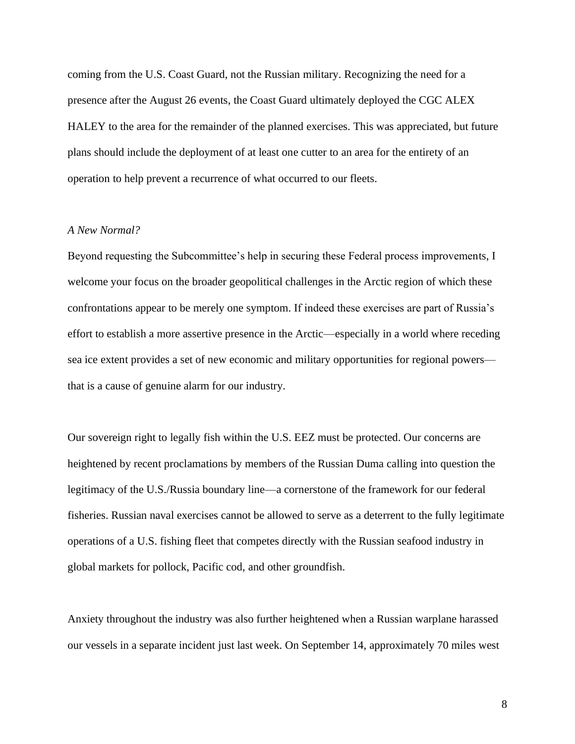coming from the U.S. Coast Guard, not the Russian military. Recognizing the need for a presence after the August 26 events, the Coast Guard ultimately deployed the CGC ALEX HALEY to the area for the remainder of the planned exercises. This was appreciated, but future plans should include the deployment of at least one cutter to an area for the entirety of an operation to help prevent a recurrence of what occurred to our fleets.

*A New Normal?*

Beyond requesting the Subcommittee's help in securing these Federal process improvements, I welcome your focus on the broader geopolitical challenges in the Arctic region of which these confrontations appear to be merely one symptom. If indeed these exercises are part of Russia's effort to establish a more assertive presence in the Arctic—especially in a world where receding sea ice extent provides a set of new economic and military opportunities for regional powers—that is a cause of genuine alarm for our industry.

Our sovereign right to legally fish within the U.S. EEZ must be protected. Our concerns are heightened by recent proclamations by members of the Russian Duma calling into question the legitimacy of the U.S./Russia boundary line—a cornerstone of the framework for our federal fisheries. Russian naval exercises cannot be allowed to serve as a deterrent to the fully legitimate operations of a U.S. fishing fleet that competes directly with the Russian seafood industry in global markets for pollock, Pacific cod, and other groundfish.

Anxiety throughout the industry was also further heightened when a Russian warplane harassed our vessels in a separate incident just last week. On September 14, approximately 70 miles west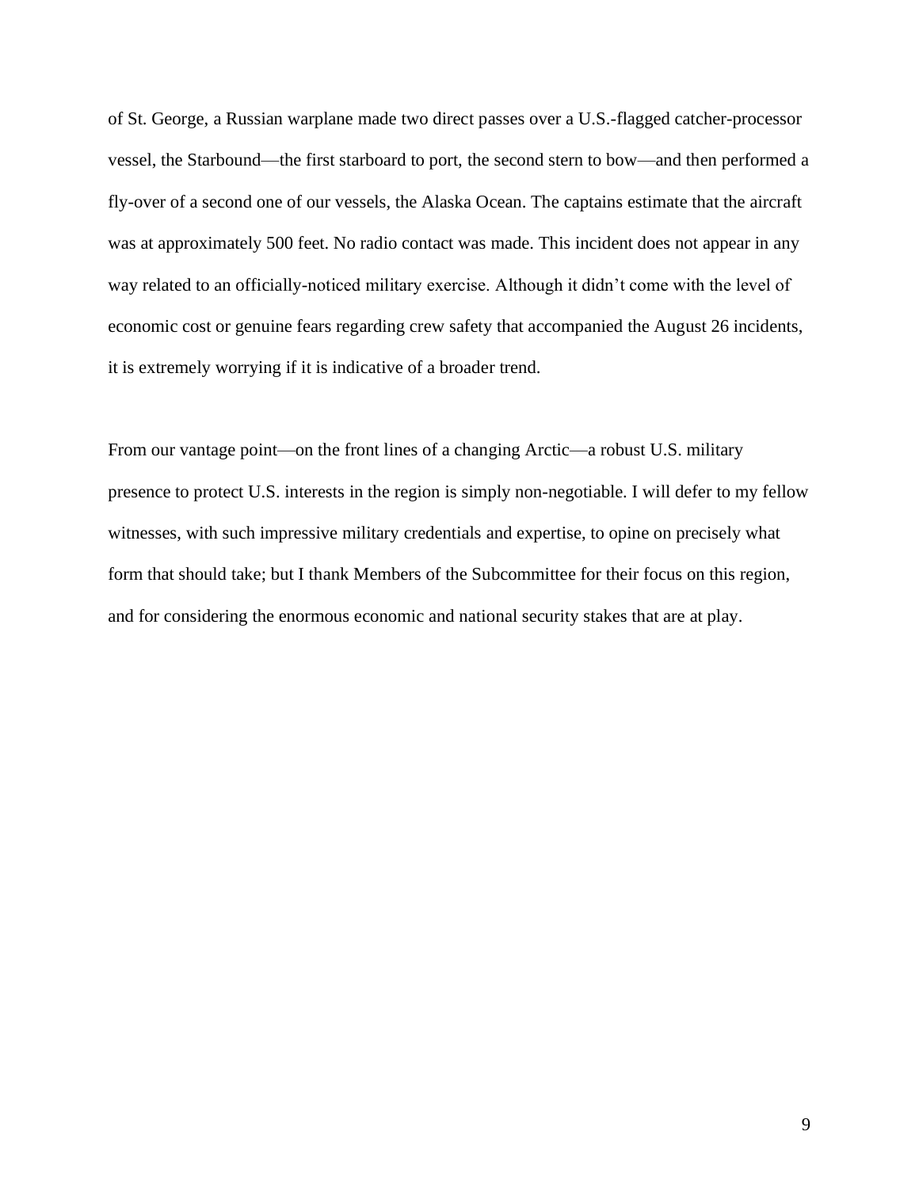of St. George, a Russian warplane made two direct passes over a U.S.-flagged catcher-processor vessel, the Starbound—the first starboard to port, the second stern to bow—and then performed a fly-over of a second one of our vessels, the Alaska Ocean. The captains estimate that the aircraft was at approximately 500 feet. No radio contact was made. This incident does not appear in any way related to an officially-noticed military exercise. Although it didn't come with the level of economic cost or genuine fears regarding crew safety that accompanied the August 26 incidents, it is extremely worrying if it is indicative of a broader trend.

From our vantage point—on the front lines of a changing Arctic—a robust U.S. military presence to protect U.S. interests in the region is simply non-negotiable. I will defer to my fellow witnesses, with such impressive military credentials and expertise, to opine on precisely what form that should take; but I thank Members of the Subcommittee for their focus on this region, and for considering the enormous economic and national security stakes that are at play.